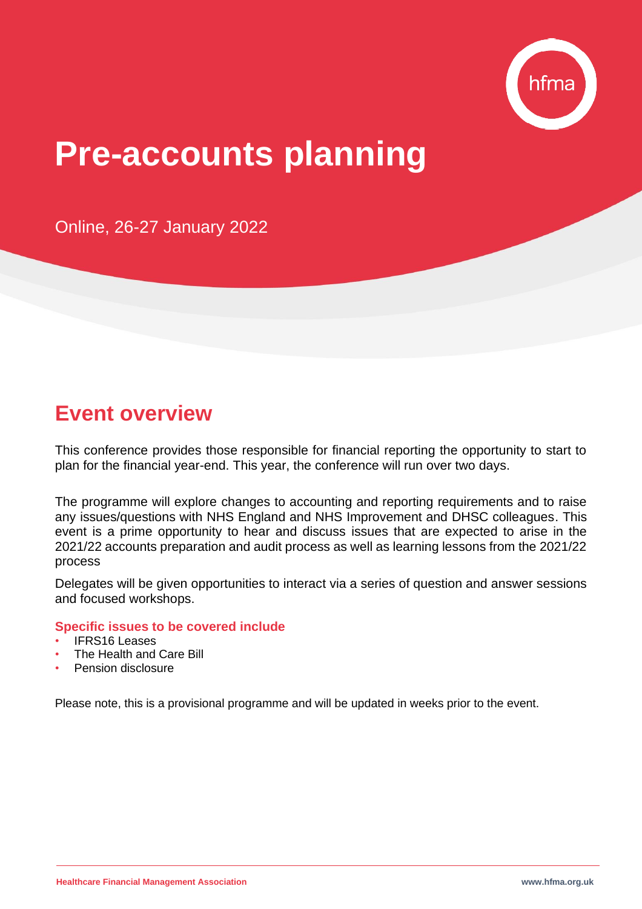# Pre-accounts planning

Online, 26-27 January 2022

## Event overview

This conference provides those responsible for financial reporting the opportunity to start to plan for the financial year-end. This year, the conference will run over two days.

The programme will explore changes to accounting and reporting requirements and to raise any issues/questions with NHS England and NHS Improvement and DHSC colleagues. This event is a prime opportunity to hear and discuss issues that are expected to arise in the 2021/22 accounts preparation and audit process as well as learning lessons from the 2021/22 process

Delegates will be given opportunities to interact via a series of question and answer sessions and focused workshops.

### Specific issues to be covered include

- IFRS16 Leases
- The Health and Care Bill
- Pension disclosure

Please note, this is a provisional programme and will be updated in weeks prior to the event.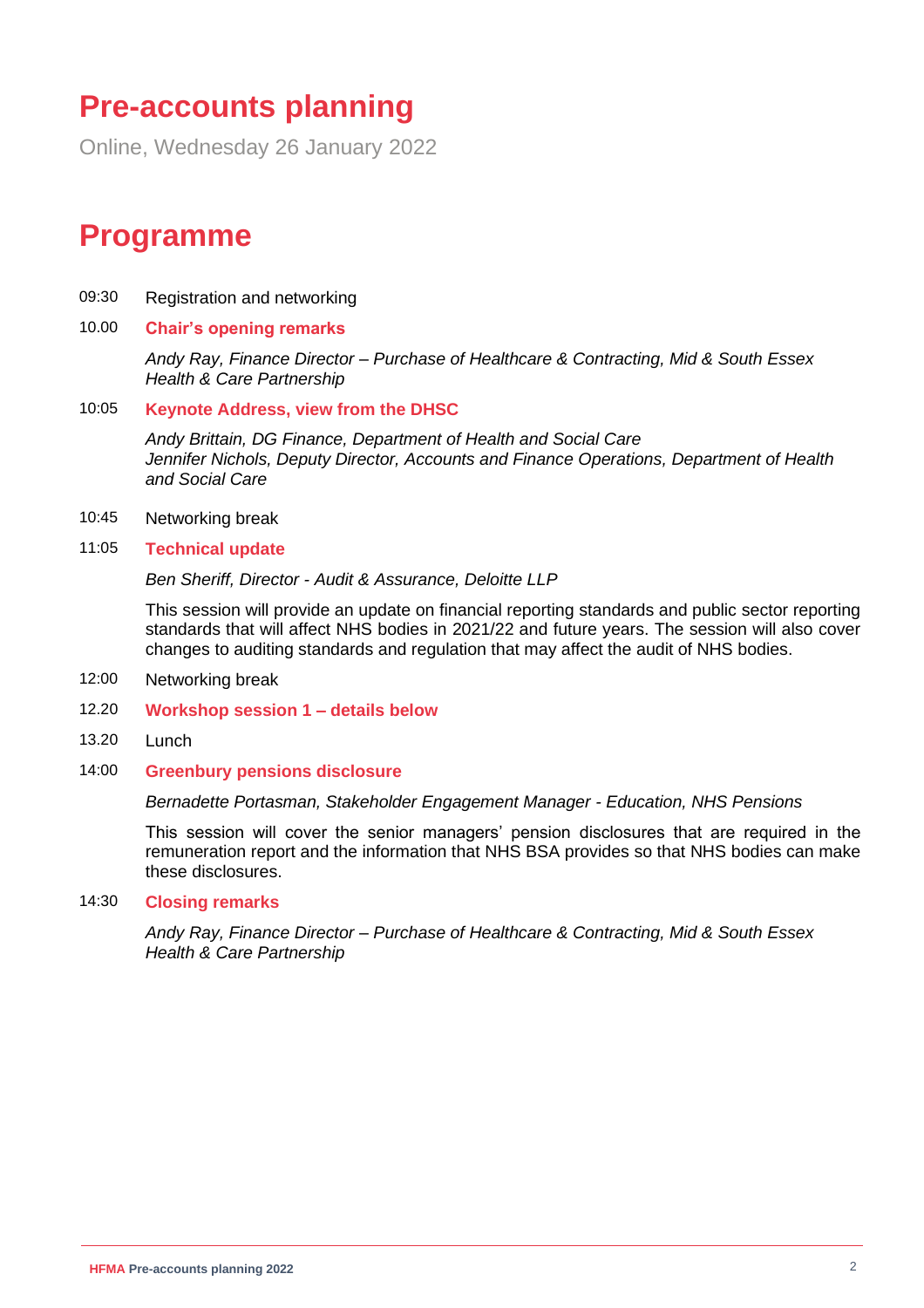# Pre-accounts planning

Online, Wednesday 26 January 2022

# Programme

09:30 Registration and networking

10.00 **Chair's opening remarks**

*Andy Ray, Finance Director – Purchase of Healthcare & Contracting, Mid & South Essex Health & Care Partnership*

10:05 **Keynote Address, view from the DHSC**

*Andy Brittain, DG Finance, Department of Health and Social Care*
*Jennifer Nichols, Deputy Director, Accounts and Finance Operations, Department of Health and Social Care*

10:45 Networking break

11:05 **Technical update**

*Ben Sheriff, Director - Audit & Assurance, Deloitte LLP*

This session will provide an update on financial reporting standards and public sector reporting standards that will affect NHS bodies in 2021/22 and future years. The session will also cover changes to auditing standards and regulation that may affect the audit of NHS bodies.

12:00 Networking break

12.20 **Workshop session 1 – details below**

13.20 Lunch

14:00 **Greenbury pensions disclosure**

*Bernadette Portasman, Stakeholder Engagement Manager - Education, NHS Pensions*

This session will cover the senior managers' pension disclosures that are required in the remuneration report and the information that NHS BSA provides so that NHS bodies can make these disclosures.

14:30 **Closing remarks**

*Andy Ray, Finance Director – Purchase of Healthcare & Contracting, Mid & South Essex Health & Care Partnership*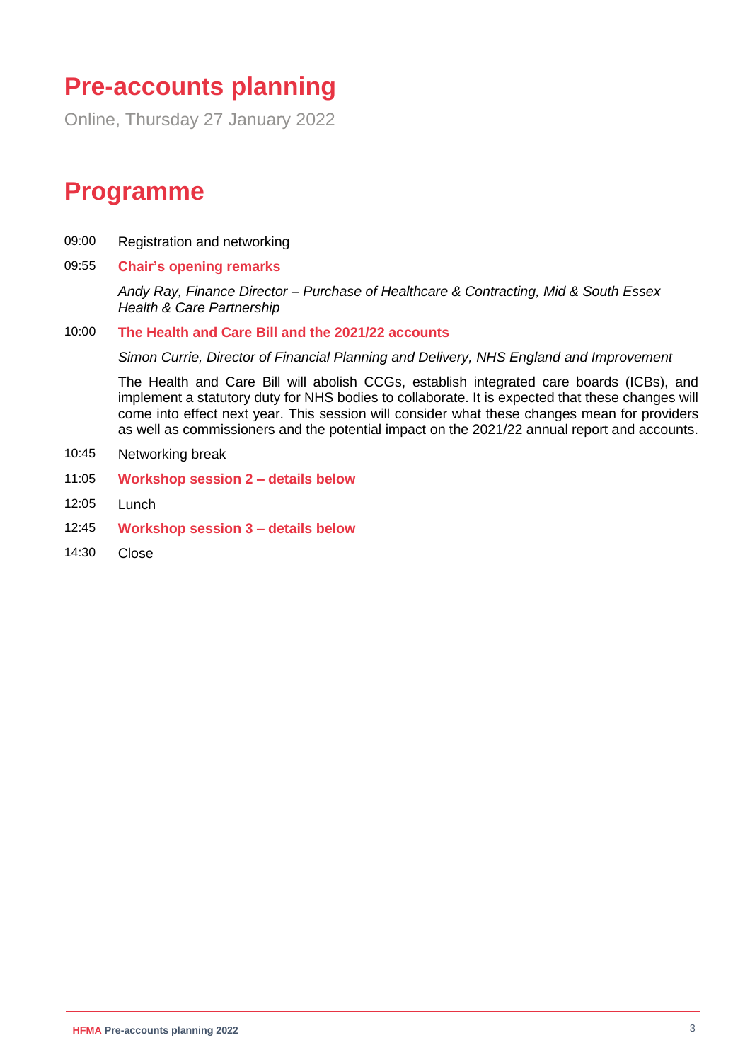# Pre-accounts planning

Online, Thursday 27 January 2022

## Programme

09:00 Registration and networking

09:55 **Chair's opening remarks**

*Andy Ray, Finance Director – Purchase of Healthcare & Contracting, Mid & South Essex Health & Care Partnership*

10:00 **The Health and Care Bill and the 2021/22 accounts**

*Simon Currie, Director of Financial Planning and Delivery, NHS England and Improvement*

The Health and Care Bill will abolish CCGs, establish integrated care boards (ICBs), and implement a statutory duty for NHS bodies to collaborate. It is expected that these changes will come into effect next year. This session will consider what these changes mean for providers as well as commissioners and the potential impact on the 2021/22 annual report and accounts.

10:45 Networking break

11:05 **Workshop session 2 – details below**

12:05 Lunch

12:45 **Workshop session 3 – details below**

14:30 Close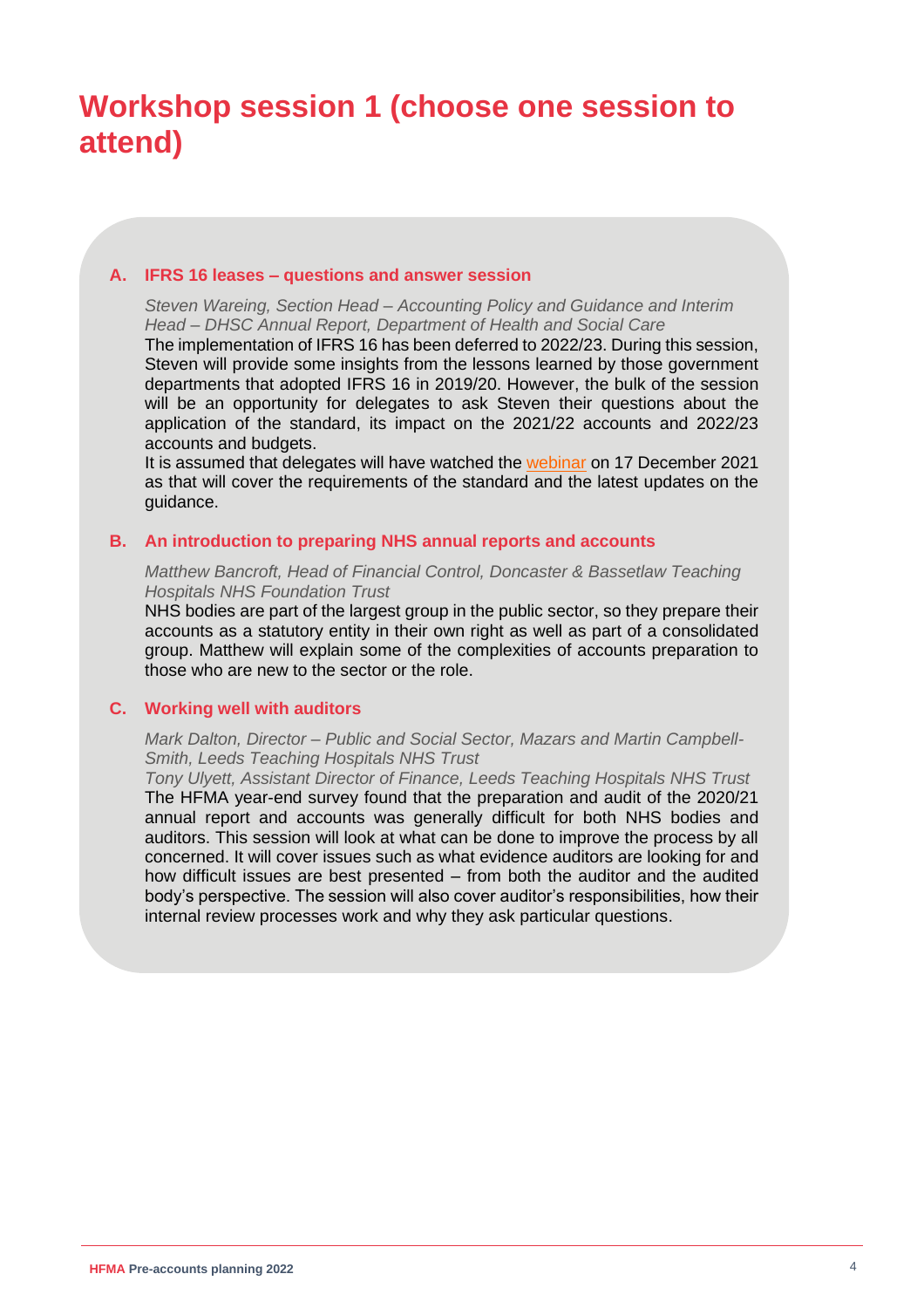# Workshop session 1 (choose one session to attend)

### A. IFRS 16 leases – questions and answer session

*Steven Wareing, Section Head – Accounting Policy and Guidance and Interim Head – DHSC Annual Report, Department of Health and Social Care*

The implementation of IFRS 16 has been deferred to 2022/23. During this session, Steven will provide some insights from the lessons learned by those government departments that adopted IFRS 16 in 2019/20. However, the bulk of the session will be an opportunity for delegates to ask Steven their questions about the application of the standard, its impact on the 2021/22 accounts and 2022/23 accounts and budgets.

It is assumed that delegates will have watched the webinar on 17 December 2021 as that will cover the requirements of the standard and the latest updates on the guidance.

### B. An introduction to preparing NHS annual reports and accounts

*Matthew Bancroft, Head of Financial Control, Doncaster & Bassetlaw Teaching Hospitals NHS Foundation Trust*

NHS bodies are part of the largest group in the public sector, so they prepare their accounts as a statutory entity in their own right as well as part of a consolidated group. Matthew will explain some of the complexities of accounts preparation to those who are new to the sector or the role.

### C. Working well with auditors

*Mark Dalton, Director – Public and Social Sector, Mazars and Martin Campbell-Smith, Leeds Teaching Hospitals NHS Trust*

*Tony Ulyett, Assistant Director of Finance, Leeds Teaching Hospitals NHS Trust*

The HFMA year-end survey found that the preparation and audit of the 2020/21 annual report and accounts was generally difficult for both NHS bodies and auditors. This session will look at what can be done to improve the process by all concerned. It will cover issues such as what evidence auditors are looking for and how difficult issues are best presented – from both the auditor and the audited body's perspective. The session will also cover auditor's responsibilities, how their internal review processes work and why they ask particular questions.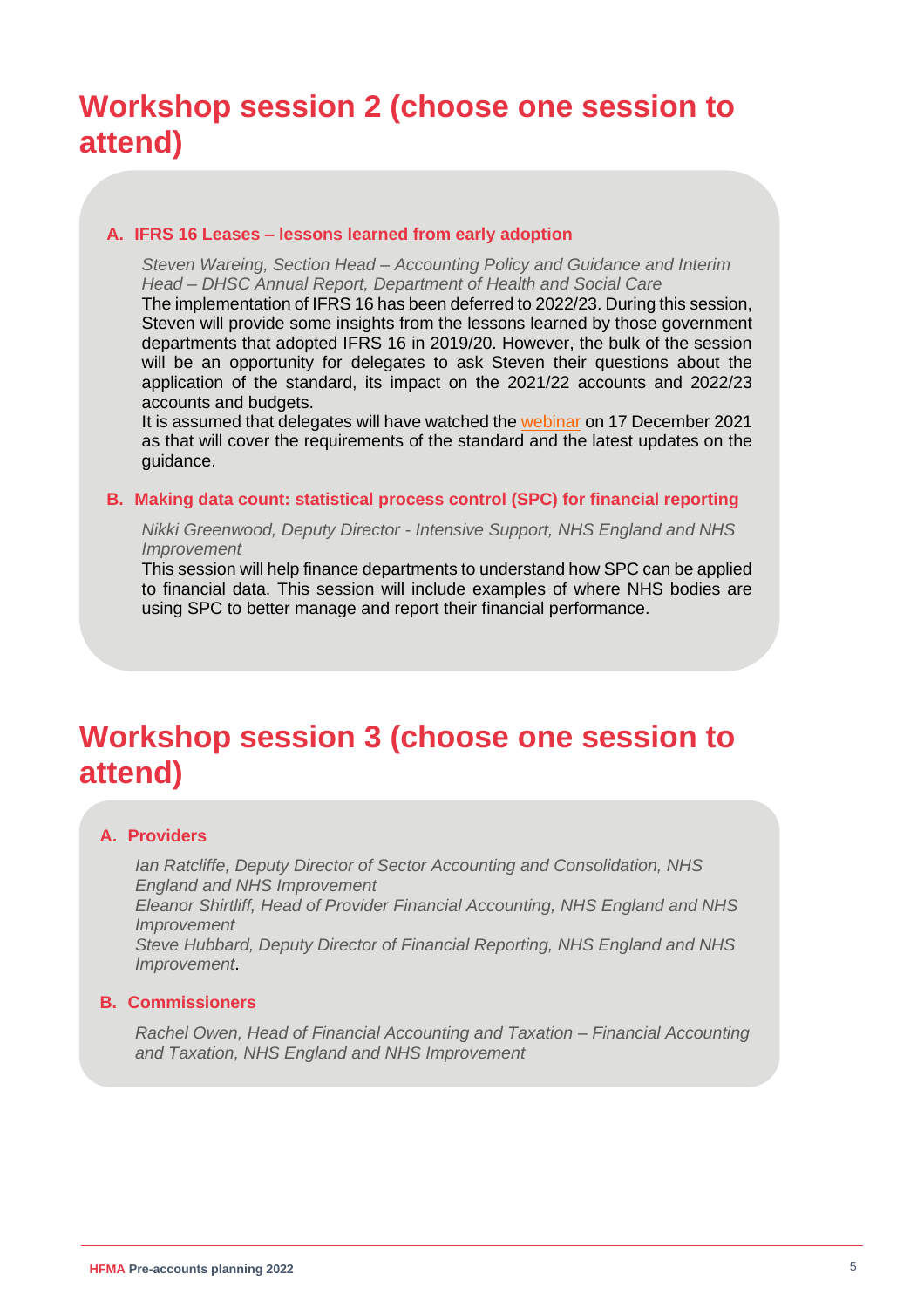# Workshop session 2 (choose one session to attend)

### A. IFRS 16 Leases – lessons learned from early adoption

*Steven Wareing, Section Head – Accounting Policy and Guidance and Interim Head – DHSC Annual Report, Department of Health and Social Care*

The implementation of IFRS 16 has been deferred to 2022/23. During this session, Steven will provide some insights from the lessons learned by those government departments that adopted IFRS 16 in 2019/20. However, the bulk of the session will be an opportunity for delegates to ask Steven their questions about the application of the standard, its impact on the 2021/22 accounts and 2022/23 accounts and budgets.

It is assumed that delegates will have watched the webinar on 17 December 2021 as that will cover the requirements of the standard and the latest updates on the guidance.

### B. Making data count: statistical process control (SPC) for financial reporting

*Nikki Greenwood, Deputy Director - Intensive Support, NHS England and NHS Improvement*

This session will help finance departments to understand how SPC can be applied to financial data. This session will include examples of where NHS bodies are using SPC to better manage and report their financial performance.

# Workshop session 3 (choose one session to attend)

### A. Providers

*Ian Ratcliffe, Deputy Director of Sector Accounting and Consolidation, NHS England and NHS Improvement*

*Eleanor Shirtliff, Head of Provider Financial Accounting, NHS England and NHS Improvement*

*Steve Hubbard, Deputy Director of Financial Reporting, NHS England and NHS Improvement*.

### B. Commissioners

*Rachel Owen, Head of Financial Accounting and Taxation – Financial Accounting and Taxation, NHS England and NHS Improvement*